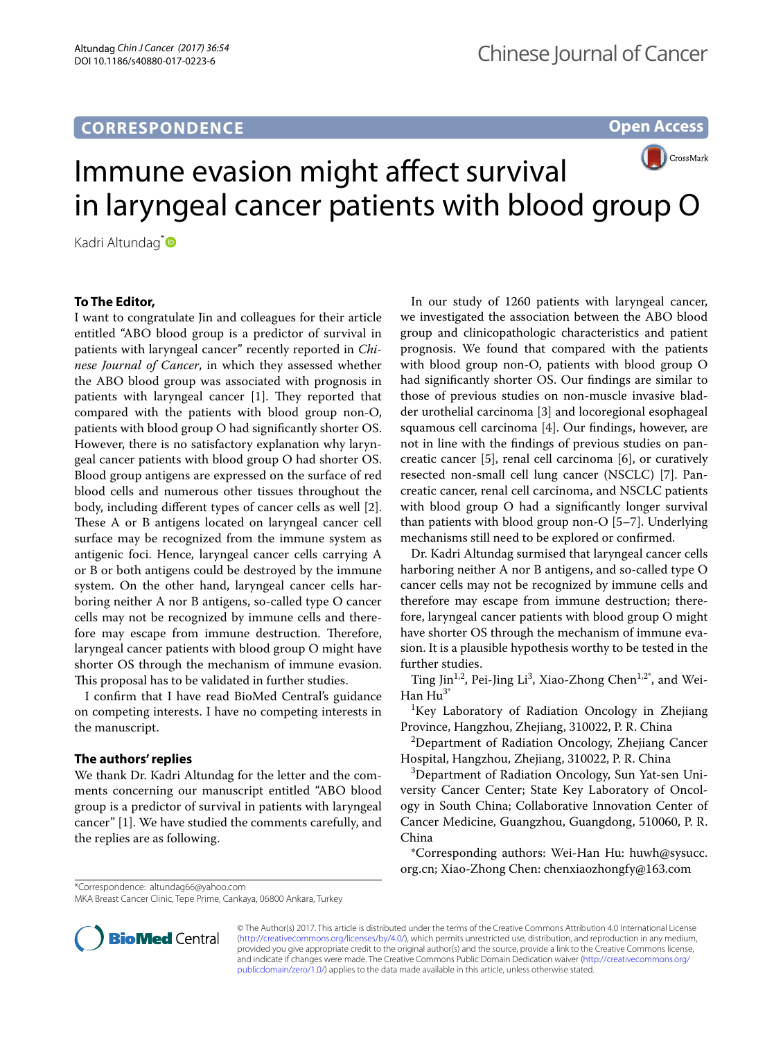CORRESPONDENCE

Open Access

# Immune evasion might affect survival in laryngeal cancer patients with blood group O

Kadri Altundag*

**To The Editor,**

I want to congratulate Jin and colleagues for their article entitled "ABO blood group is a predictor of survival in patients with laryngeal cancer" recently reported in *Chinese Journal of Cancer*, in which they assessed whether the ABO blood group was associated with prognosis in patients with laryngeal cancer [1]. They reported that compared with the patients with blood group non-O, patients with blood group O had significantly shorter OS. However, there is no satisfactory explanation why laryngeal cancer patients with blood group O had shorter OS. Blood group antigens are expressed on the surface of red blood cells and numerous other tissues throughout the body, including different types of cancer cells as well [2]. These A or B antigens located on laryngeal cancer cell surface may be recognized from the immune system as antigenic foci. Hence, laryngeal cancer cells carrying A or B or both antigens could be destroyed by the immune system. On the other hand, laryngeal cancer cells harboring neither A nor B antigens, so-called type O cancer cells may not be recognized by immune cells and therefore may escape from immune destruction. Therefore, laryngeal cancer patients with blood group O might have shorter OS through the mechanism of immune evasion. This proposal has to be validated in further studies.

I confirm that I have read BioMed Central's guidance on competing interests. I have no competing interests in the manuscript.

**The authors' replies**

We thank Dr. Kadri Altundag for the letter and the comments concerning our manuscript entitled "ABO blood group is a predictor of survival in patients with laryngeal cancer" [1]. We have studied the comments carefully, and the replies are as following.

In our study of 1260 patients with laryngeal cancer, we investigated the association between the ABO blood group and clinicopathologic characteristics and patient prognosis. We found that compared with the patients with blood group non-O, patients with blood group O had significantly shorter OS. Our findings are similar to those of previous studies on non-muscle invasive bladder urothelial carcinoma [3] and locoregional esophageal squamous cell carcinoma [4]. Our findings, however, are not in line with the findings of previous studies on pancreatic cancer [5], renal cell carcinoma [6], or curatively resected non-small cell lung cancer (NSCLC) [7]. Pancreatic cancer, renal cell carcinoma, and NSCLC patients with blood group O had a significantly longer survival than patients with blood group non-O [5–7]. Underlying mechanisms still need to be explored or confirmed.

Dr. Kadri Altundag surmised that laryngeal cancer cells harboring neither A nor B antigens, and so-called type O cancer cells may not be recognized by immune cells and therefore may escape from immune destruction; therefore, laryngeal cancer patients with blood group O might have shorter OS through the mechanism of immune evasion. It is a plausible hypothesis worthy to be tested in the further studies.

Ting Jin[1,2], Pei-Jing Li[3], Xiao-Zhong Chen[1,2*], and Wei-Han Hu[3*]

[1]Key Laboratory of Radiation Oncology in Zhejiang Province, Hangzhou, Zhejiang, 310022, P. R. China

[2]Department of Radiation Oncology, Zhejiang Cancer Hospital, Hangzhou, Zhejiang, 310022, P. R. China

[3]Department of Radiation Oncology, Sun Yat-sen University Cancer Center; State Key Laboratory of Oncology in South China; Collaborative Innovation Center of Cancer Medicine, Guangzhou, Guangdong, 510060, P. R. China

*Corresponding authors: Wei-Han Hu: huwh@sysucc.org.cn; Xiao-Zhong Chen: chenxiaozhongfy@163.com

*Correspondence: altundag66@yahoo.com
MKA Breast Cancer Clinic, Tepe Prime, Cankaya, 06800 Ankara, Turkey

© The Author(s) 2017. This article is distributed under the terms of the Creative Commons Attribution 4.0 International License (http://creativecommons.org/licenses/by/4.0/), which permits unrestricted use, distribution, and reproduction in any medium, provided you give appropriate credit to the original author(s) and the source, provide a link to the Creative Commons license, and indicate if changes were made. The Creative Commons Public Domain Dedication waiver (http://creativecommons.org/publicdomain/zero/1.0/) applies to the data made available in this article, unless otherwise stated.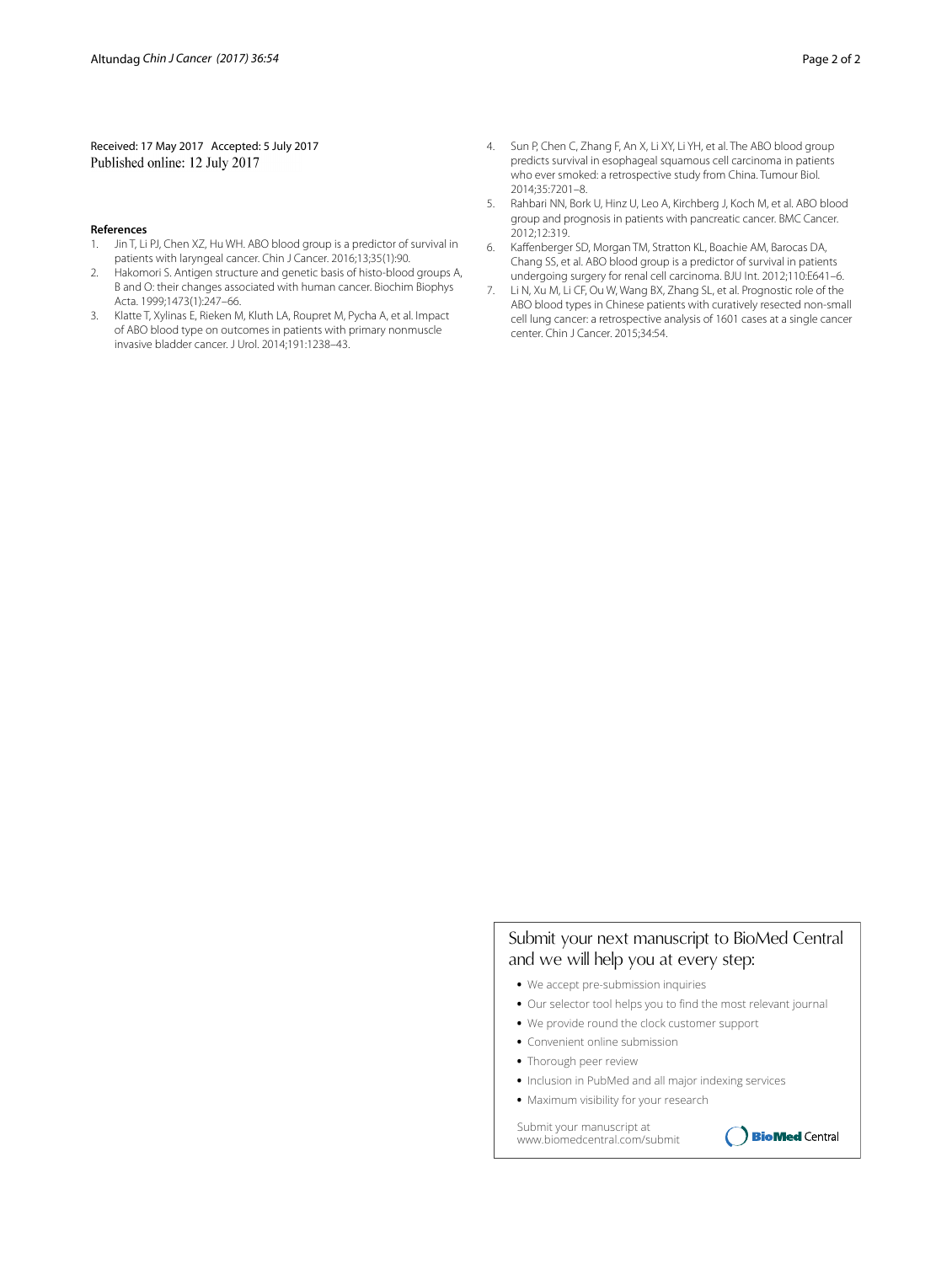Received: 17 May 2017 Accepted: 5 July 2017
Published online: 12 July 2017

## References

1. Jin T, Li PJ, Chen XZ, Hu WH. ABO blood group is a predictor of survival in patients with laryngeal cancer. Chin J Cancer. 2016;13;35(1):90.
2. Hakomori S. Antigen structure and genetic basis of histo-blood groups A, B and O: their changes associated with human cancer. Biochim Biophys Acta. 1999;1473(1):247–66.
3. Klatte T, Xylinas E, Rieken M, Kluth LA, Roupret M, Pycha A, et al. Impact of ABO blood type on outcomes in patients with primary nonmuscle invasive bladder cancer. J Urol. 2014;191:1238–43.
4. Sun P, Chen C, Zhang F, An X, Li XY, Li YH, et al. The ABO blood group predicts survival in esophageal squamous cell carcinoma in patients who ever smoked: a retrospective study from China. Tumour Biol. 2014;35:7201–8.
5. Rahbari NN, Bork U, Hinz U, Leo A, Kirchberg J, Koch M, et al. ABO blood group and prognosis in patients with pancreatic cancer. BMC Cancer. 2012;12:319.
6. Kaffenberger SD, Morgan TM, Stratton KL, Boachie AM, Barocas DA, Chang SS, et al. ABO blood group is a predictor of survival in patients undergoing surgery for renal cell carcinoma. BJU Int. 2012;110:E641–6.
7. Li N, Xu M, Li CF, Ou W, Wang BX, Zhang SL, et al. Prognostic role of the ABO blood types in Chinese patients with curatively resected non-small cell lung cancer: a retrospective analysis of 1601 cases at a single cancer center. Chin J Cancer. 2015;34:54.

Submit your next manuscript to BioMed Central and we will help you at every step:

- We accept pre-submission inquiries
- Our selector tool helps you to find the most relevant journal
- We provide round the clock customer support
- Convenient online submission
- Thorough peer review
- Inclusion in PubMed and all major indexing services
- Maximum visibility for your research

Submit your manuscript at
www.biomedcentral.com/submit

BioMed Central